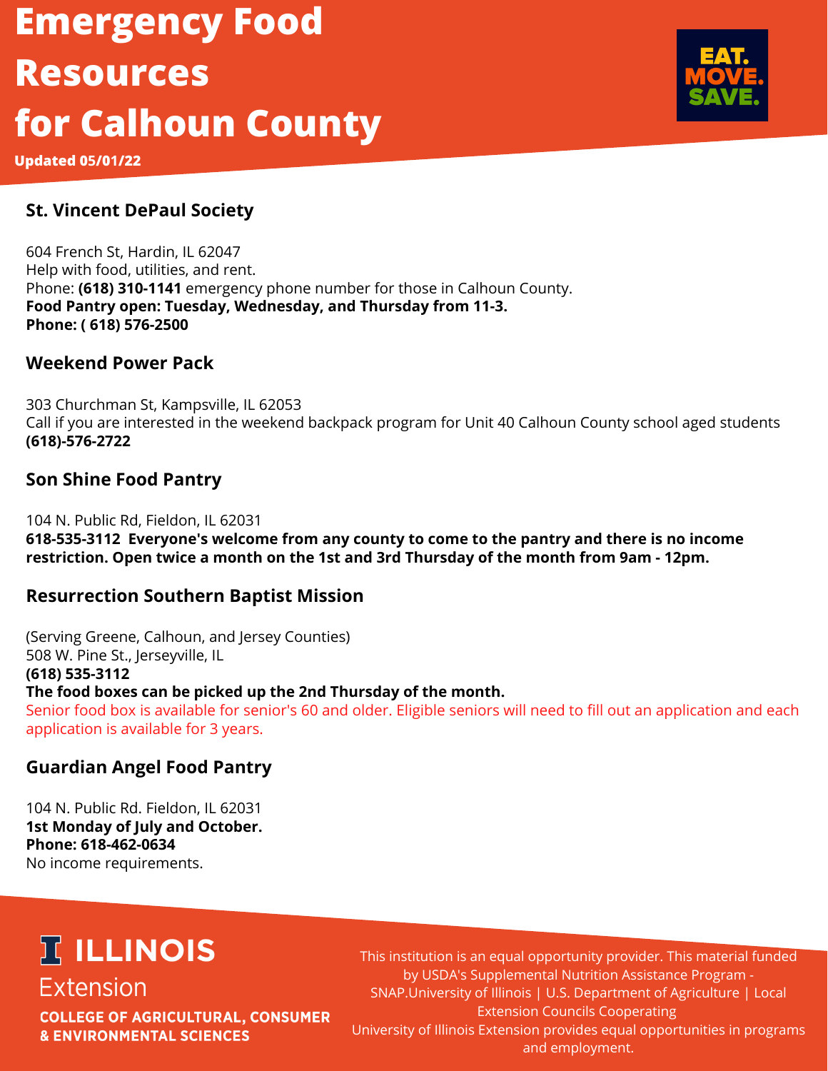# Emergency Food Resources for Calhoun County

**Updated 05/01/22**

EAT. MOVE. SAVE.

### St. Vincent DePaul Society

604 French St, Hardin, IL 62047
Help with food, utilities, and rent.
Phone: **(618) 310-1141** emergency phone number for those in Calhoun County.
**Food Pantry open: Tuesday, Wednesday, and Thursday from 11-3.**
**Phone: ( 618) 576-2500**

### Weekend Power Pack

303 Churchman St, Kampsville, IL 62053
Call if you are interested in the weekend backpack program for Unit 40 Calhoun County school aged students
**(618)-576-2722**

### Son Shine Food Pantry

104 N. Public Rd, Fieldon, IL 62031
**618-535-3112 Everyone's welcome from any county to come to the pantry and there is no income restriction. Open twice a month on the 1st and 3rd Thursday of the month from 9am - 12pm.**

### Resurrection Southern Baptist Mission

(Serving Greene, Calhoun, and Jersey Counties)
508 W. Pine St., Jerseyville, IL
**(618) 535-3112**
**The food boxes can be picked up the 2nd Thursday of the month.**
Senior food box is available for senior's 60 and older. Eligible seniors will need to fill out an application and each application is available for 3 years.

### Guardian Angel Food Pantry

104 N. Public Rd. Fieldon, IL 62031
**1st Monday of July and October.**
**Phone: 618-462-0634**
No income requirements.

**ILLINOIS**
Extension
**COLLEGE OF AGRICULTURAL, CONSUMER & ENVIRONMENTAL SCIENCES**

This institution is an equal opportunity provider. This material funded by USDA's Supplemental Nutrition Assistance Program - SNAP.University of Illinois | U.S. Department of Agriculture | Local Extension Councils Cooperating
University of Illinois Extension provides equal opportunities in programs and employment.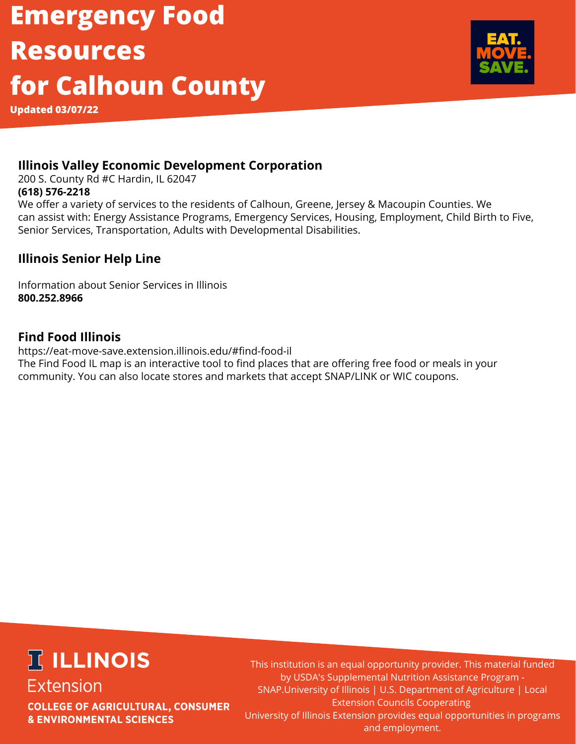# Emergency Food Resources for Calhoun County

**Updated 03/07/22**

EAT. MOVE. SAVE.

### Illinois Valley Economic Development Corporation

200 S. County Rd #C Hardin, IL 62047
**(618) 576-2218**
We offer a variety of services to the residents of Calhoun, Greene, Jersey & Macoupin Counties. We can assist with: Energy Assistance Programs, Emergency Services, Housing, Employment, Child Birth to Five, Senior Services, Transportation, Adults with Developmental Disabilities.

### Illinois Senior Help Line

Information about Senior Services in Illinois
**800.252.8966**

### Find Food Illinois

https://eat-move-save.extension.illinois.edu/#find-food-il
The Find Food IL map is an interactive tool to find places that are offering free food or meals in your community. You can also locate stores and markets that accept SNAP/LINK or WIC coupons.

ILLINOIS Extension
**COLLEGE OF AGRICULTURAL, CONSUMER & ENVIRONMENTAL SCIENCES**

This institution is an equal opportunity provider. This material funded by USDA's Supplemental Nutrition Assistance Program - SNAP.University of Illinois | U.S. Department of Agriculture | Local Extension Councils Cooperating
University of Illinois Extension provides equal opportunities in programs and employment.